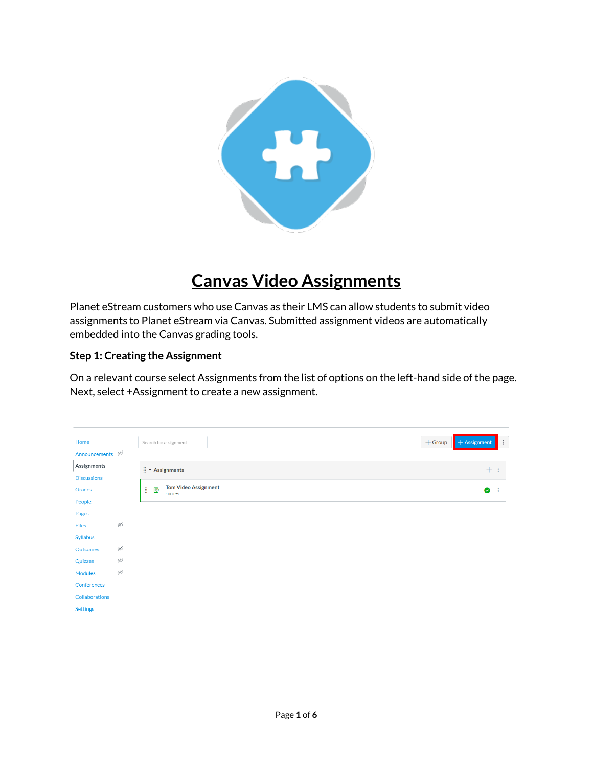# Canvas Video Assignments

Planet eStream customers who use Canvas as their LMS can allow students to submit video assignments to Planet eStream via Canvas. Submitted assignment videos are automatically embedded into the Canvas grading tools.

### Step 1: Creating the Assignment

On a relevant course select Assignments from the list of options on the left-hand side of the page. Next, select +Assignment to create a new assignment.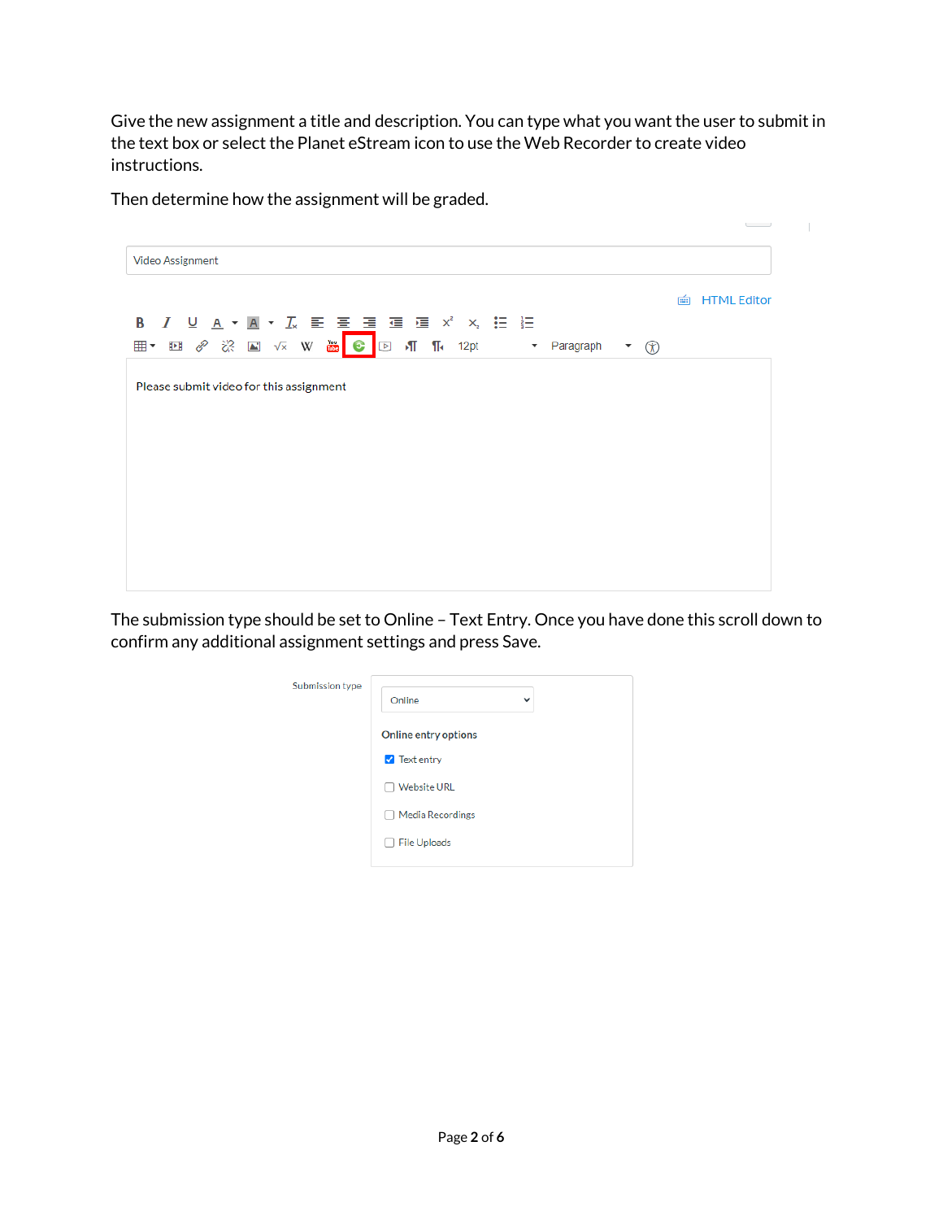Give the new assignment a title and description. You can type what you want the user to submit in the text box or select the Planet eStream icon to use the Web Recorder to create video instructions.

Then determine how the assignment will be graded.

Video Assignment

HTML Editor

Please submit video for this assignment

The submission type should be set to Online – Text Entry. Once you have done this scroll down to confirm any additional assignment settings and press Save.

Submission type

Online

Online entry options

- [x] Text entry
- [ ] Website URL
- [ ] Media Recordings
- [ ] File Uploads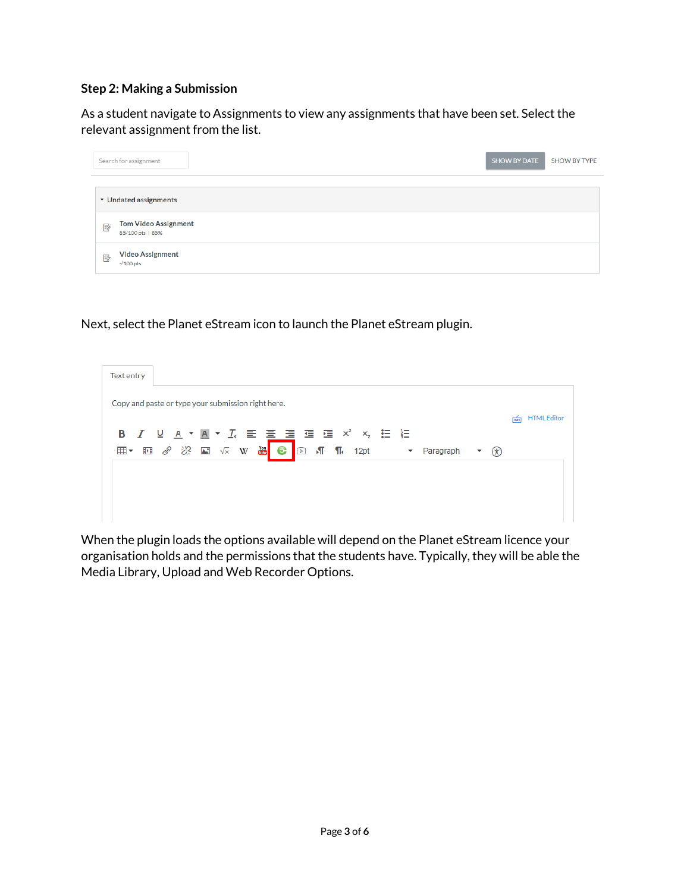### Step 2: Making a Submission

As a student navigate to Assignments to view any assignments that have been set. Select the relevant assignment from the list.

Next, select the Planet eStream icon to launch the Planet eStream plugin.

When the plugin loads the options available will depend on the Planet eStream licence your organisation holds and the permissions that the students have. Typically, they will be able the Media Library, Upload and Web Recorder Options.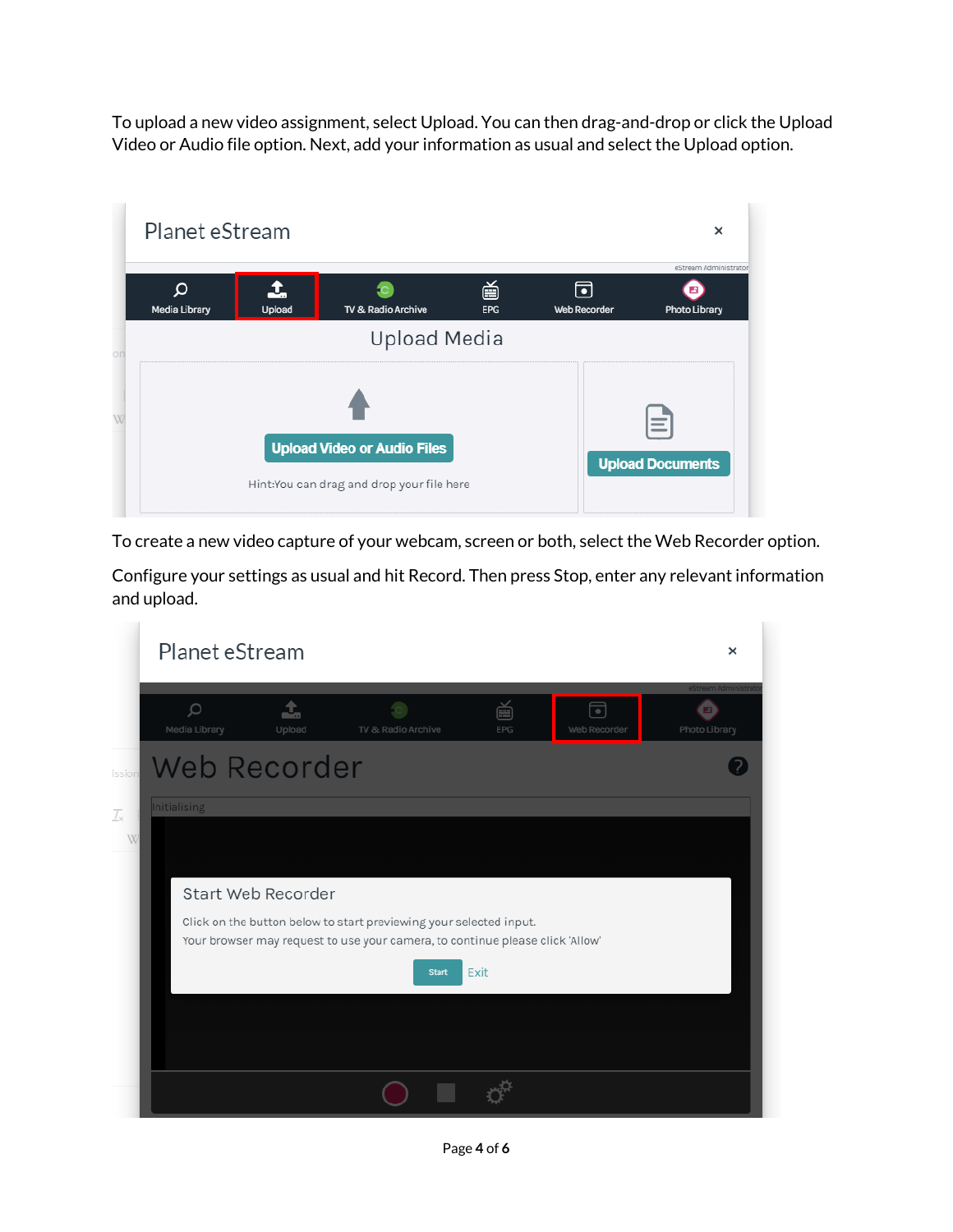To upload a new video assignment, select Upload. You can then drag-and-drop or click the Upload Video or Audio file option. Next, add your information as usual and select the Upload option.

To create a new video capture of your webcam, screen or both, select the Web Recorder option.

Configure your settings as usual and hit Record. Then press Stop, enter any relevant information and upload.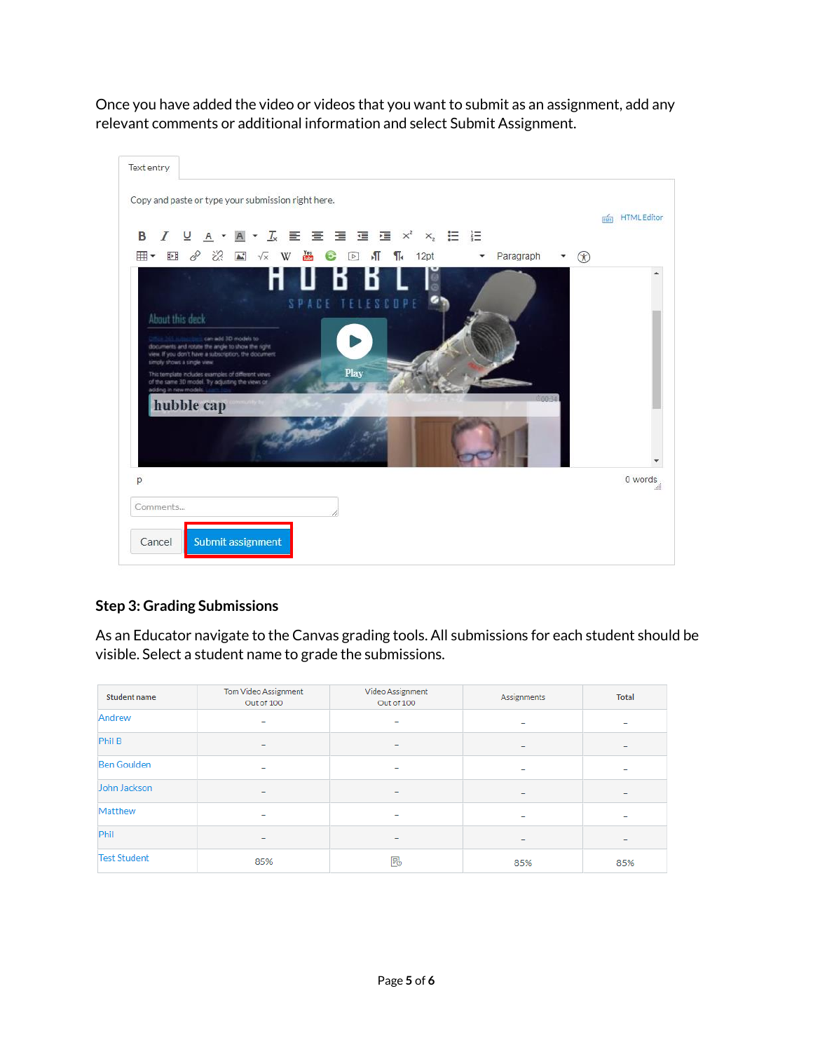Once you have added the video or videos that you want to submit as an assignment, add any relevant comments or additional information and select Submit Assignment.

### Step 3: Grading Submissions

As an Educator navigate to the Canvas grading tools. All submissions for each student should be visible. Select a student name to grade the submissions.

| Student name | Tom Video Assignment Out of 100 | Video Assignment Out of 100 | Assignments | Total |
|---|---|---|---|---|
| Andrew | - | - | - | - |
| Phil B | - | - | - | - |
| Ben Goulden | - | - | - | - |
| John Jackson | - | - | - | - |
| Matthew | - | - | - | - |
| Phil | - | - | - | - |
| Test Student | 85% | | 85% | 85% |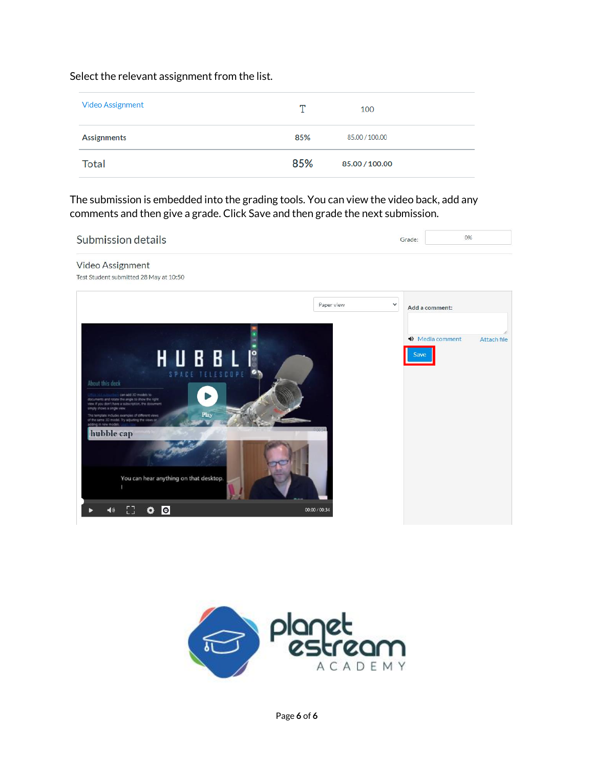Select the relevant assignment from the list.

| | | |
|---|---|---|
| Video Assignment | T | 100 |
| Assignments | 85% | 85.00 / 100.00 |
| Total | 85% | 85.00 / 100.00 |

The submission is embedded into the grading tools. You can view the video back, add any comments and then give a grade. Click Save and then grade the next submission.

Submission details

Grade: 0%

Video Assignment

Test Student submitted 28 May at 10:50

Paper view

Add a comment:

Media comment Attach file

Save

HUBBLE SPACE TELESCOPE

About this deck

Play

hubble cap

You can hear anything on that desktop.

00:00 / 00:34